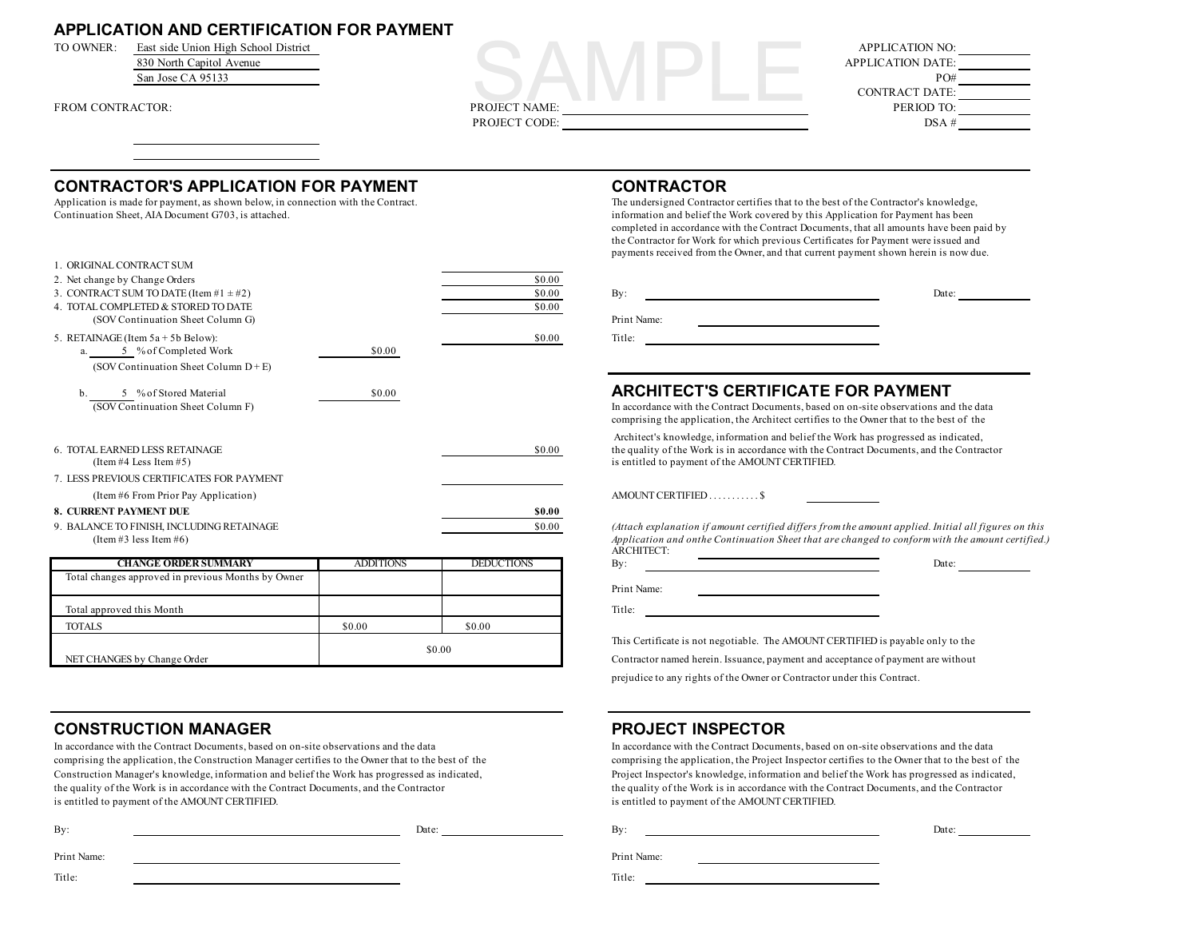# APPLICATION AND CERTIFICATION FOR PAYMENT

SAMPLE

TO OWNER: East side Union High School District
830 North Capitol Avenue
San Jose CA 95133

FROM CONTRACTOR:

PROJECT NAME:
PROJECT CODE:

APPLICATION NO:
APPLICATION DATE:
PO#
CONTRACT DATE:
PERIOD TO:
DSA #

## CONTRACTOR'S APPLICATION FOR PAYMENT

Application is made for payment, as shown below, in connection with the Contract. Continuation Sheet, AIA Document G703, is attached.

1. ORIGINAL CONTRACT SUM
2. Net change by Change Orders — $0.00
3. CONTRACT SUM TO DATE (Item #1 ± #2) — $0.00
4. TOTAL COMPLETED & STORED TO DATE — $0.00
   (SOV Continuation Sheet Column G)
5. RETAINAGE (Item 5a + 5b Below): — $0.00
   a. 5 % of Completed Work — $0.00
   (SOV Continuation Sheet Column D + E)

   b. 5 % of Stored Material — $0.00
   (SOV Continuation Sheet Column F)

6. TOTAL EARNED LESS RETAINAGE — $0.00
   (Item #4 Less Item #5)
7. LESS PREVIOUS CERTIFICATES FOR PAYMENT
   (Item #6 From Prior Pay Application)
8. **CURRENT PAYMENT DUE** — **$0.00**
9. BALANCE TO FINISH, INCLUDING RETAINAGE — $0.00
   (Item #3 less Item #6)

| CHANGE ORDER SUMMARY | ADDITIONS | DEDUCTIONS |
|---|---|---|
| Total changes approved in previous Months by Owner | | |
| Total approved this Month | | |
| TOTALS | $0.00 | $0.00 |
| NET CHANGES by Change Order | $0.00 | |

## CONTRACTOR

The undersigned Contractor certifies that to the best of the Contractor's knowledge, information and belief the Work covered by this Application for Payment has been completed in accordance with the Contract Documents, that all amounts have been paid by the Contractor for Work for which previous Certificates for Payment were issued and payments received from the Owner, and that current payment shown herein is now due.

By: ______________________ Date: __________

Print Name: ______________________

Title: ______________________

## ARCHITECT'S CERTIFICATE FOR PAYMENT

In accordance with the Contract Documents, based on on-site observations and the data comprising the application, the Architect certifies to the Owner that to the best of the Architect's knowledge, information and belief the Work has progressed as indicated, the quality of the Work is in accordance with the Contract Documents, and the Contractor is entitled to payment of the AMOUNT CERTIFIED.

AMOUNT CERTIFIED . . . . . . . . . . . $ __________

*(Attach explanation if amount certified differs from the amount applied. Initial all figures on this Application and onthe Continuation Sheet that are changed to conform with the amount certified.)*

ARCHITECT:

By: ______________________ Date: __________

Print Name: ______________________

Title: ______________________

This Certificate is not negotiable. The AMOUNT CERTIFIED is payable only to the Contractor named herein. Issuance, payment and acceptance of payment are without prejudice to any rights of the Owner or Contractor under this Contract.

## CONSTRUCTION MANAGER

In accordance with the Contract Documents, based on on-site observations and the data comprising the application, the Construction Manager certifies to the Owner that to the best of the Construction Manager's knowledge, information and belief the Work has progressed as indicated, the quality of the Work is in accordance with the Contract Documents, and the Contractor is entitled to payment of the AMOUNT CERTIFIED.

By: ______________________ Date: __________

Print Name: ______________________

Title: ______________________

## PROJECT INSPECTOR

In accordance with the Contract Documents, based on on-site observations and the data comprising the application, the Project Inspector certifies to the Owner that to the best of the Project Inspector's knowledge, information and belief the Work has progressed as indicated, the quality of the Work is in accordance with the Contract Documents, and the Contractor is entitled to payment of the AMOUNT CERTIFIED.

By: ______________________ Date: __________

Print Name: ______________________

Title: ______________________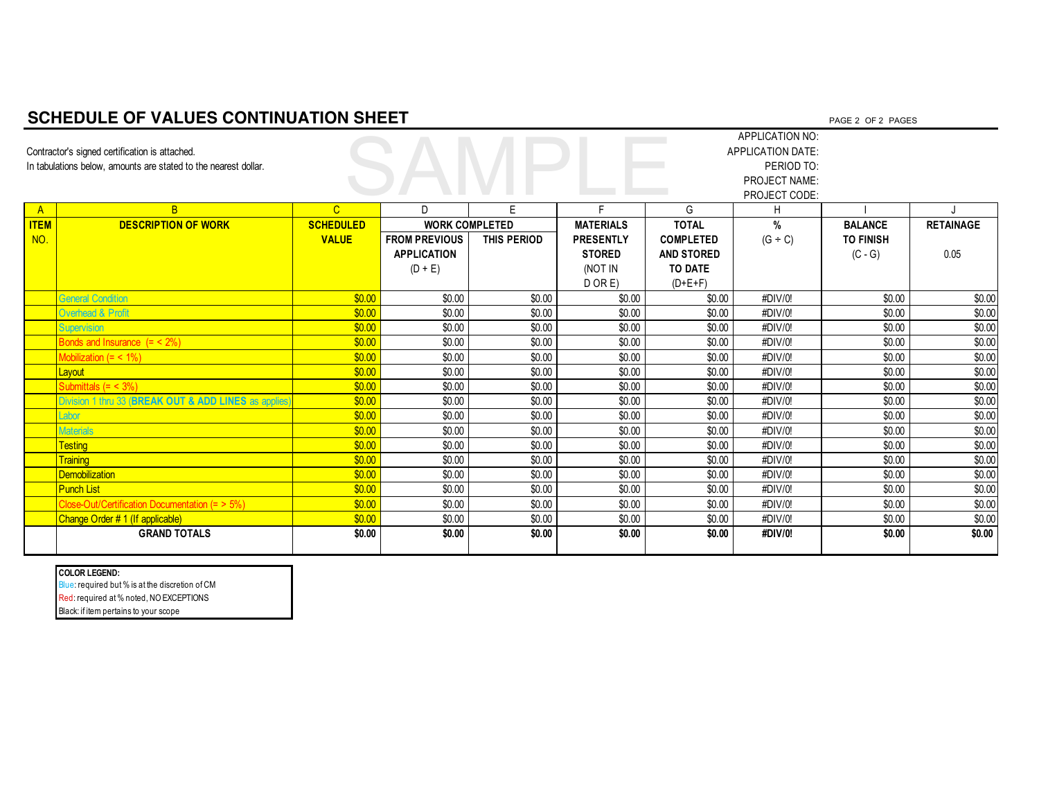## SCHEDULE OF VALUES CONTINUATION SHEET

Contractor's signed certification is attached.
In tabulations below, amounts are stated to the nearest dollar.

SAMPLE

APPLICATION NO:
APPLICATION DATE:
PERIOD TO:
PROJECT NAME:
PROJECT CODE:

| A | B | C | D | E | F | G | H | I | J |
|---|---|---|---|---|---|---|---|---|---|
| ITEM NO. | DESCRIPTION OF WORK | SCHEDULED VALUE | WORK COMPLETED | | MATERIALS PRESENTLY STORED (NOT IN D OR E) | TOTAL COMPLETED AND STORED TO DATE (D+E+F) | % (G ÷ C) | BALANCE TO FINISH (C - G) | RETAINAGE 0.05 |
| | | | FROM PREVIOUS APPLICATION (D + E) | THIS PERIOD | | | | | |
| | General Condition | $0.00 | $0.00 | $0.00 | $0.00 | $0.00 | #DIV/0! | $0.00 | $0.00 |
| | Overhead & Profit | $0.00 | $0.00 | $0.00 | $0.00 | $0.00 | #DIV/0! | $0.00 | $0.00 |
| | Supervision | $0.00 | $0.00 | $0.00 | $0.00 | $0.00 | #DIV/0! | $0.00 | $0.00 |
| | Bonds and Insurance (= < 2%) | $0.00 | $0.00 | $0.00 | $0.00 | $0.00 | #DIV/0! | $0.00 | $0.00 |
| | Mobilization (= < 1%) | $0.00 | $0.00 | $0.00 | $0.00 | $0.00 | #DIV/0! | $0.00 | $0.00 |
| | Layout | $0.00 | $0.00 | $0.00 | $0.00 | $0.00 | #DIV/0! | $0.00 | $0.00 |
| | Submittals (= < 3%) | $0.00 | $0.00 | $0.00 | $0.00 | $0.00 | #DIV/0! | $0.00 | $0.00 |
| | Division 1 thru 33 (**BREAK OUT & ADD LINES** as applies) | $0.00 | $0.00 | $0.00 | $0.00 | $0.00 | #DIV/0! | $0.00 | $0.00 |
| | Labor | $0.00 | $0.00 | $0.00 | $0.00 | $0.00 | #DIV/0! | $0.00 | $0.00 |
| | Materials | $0.00 | $0.00 | $0.00 | $0.00 | $0.00 | #DIV/0! | $0.00 | $0.00 |
| | Testing | $0.00 | $0.00 | $0.00 | $0.00 | $0.00 | #DIV/0! | $0.00 | $0.00 |
| | Training | $0.00 | $0.00 | $0.00 | $0.00 | $0.00 | #DIV/0! | $0.00 | $0.00 |
| | Demobilization | $0.00 | $0.00 | $0.00 | $0.00 | $0.00 | #DIV/0! | $0.00 | $0.00 |
| | Punch List | $0.00 | $0.00 | $0.00 | $0.00 | $0.00 | #DIV/0! | $0.00 | $0.00 |
| | Close-Out/Certification Documentation (= > 5%) | $0.00 | $0.00 | $0.00 | $0.00 | $0.00 | #DIV/0! | $0.00 | $0.00 |
| | Change Order # 1 (If applicable) | $0.00 | $0.00 | $0.00 | $0.00 | $0.00 | #DIV/0! | $0.00 | $0.00 |
| | **GRAND TOTALS** | **$0.00** | **$0.00** | **$0.00** | **$0.00** | **$0.00** | **#DIV/0!** | **$0.00** | **$0.00** |

**COLOR LEGEND:**
Blue: required but % is at the discretion of CM
Red: required at % noted, NO EXCEPTIONS
Black: if item pertains to your scope